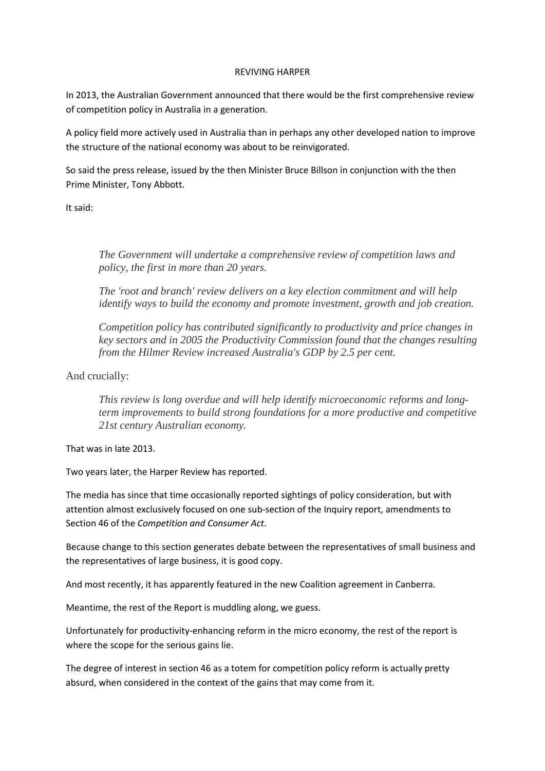# REVIVING HARPER

In 2013, the Australian Government announced that there would be the first comprehensive review of competition policy in Australia in a generation.

A policy field more actively used in Australia than in perhaps any other developed nation to improve the structure of the national economy was about to be reinvigorated.

So said the press release, issued by the then Minister Bruce Billson in conjunction with the then Prime Minister, Tony Abbott.

It said:

> *The Government will undertake a comprehensive review of competition laws and policy, the first in more than 20 years.*
>
> *The 'root and branch' review delivers on a key election commitment and will help identify ways to build the economy and promote investment, growth and job creation.*
>
> *Competition policy has contributed significantly to productivity and price changes in key sectors and in 2005 the Productivity Commission found that the changes resulting from the Hilmer Review increased Australia's GDP by 2.5 per cent.*

And crucially:

> *This review is long overdue and will help identify microeconomic reforms and long-term improvements to build strong foundations for a more productive and competitive 21st century Australian economy.*

That was in late 2013.

Two years later, the Harper Review has reported.

The media has since that time occasionally reported sightings of policy consideration, but with attention almost exclusively focused on one sub-section of the Inquiry report, amendments to Section 46 of the *Competition and Consumer Act*.

Because change to this section generates debate between the representatives of small business and the representatives of large business, it is good copy.

And most recently, it has apparently featured in the new Coalition agreement in Canberra.

Meantime, the rest of the Report is muddling along, we guess.

Unfortunately for productivity-enhancing reform in the micro economy, the rest of the report is where the scope for the serious gains lie.

The degree of interest in section 46 as a totem for competition policy reform is actually pretty absurd, when considered in the context of the gains that may come from it.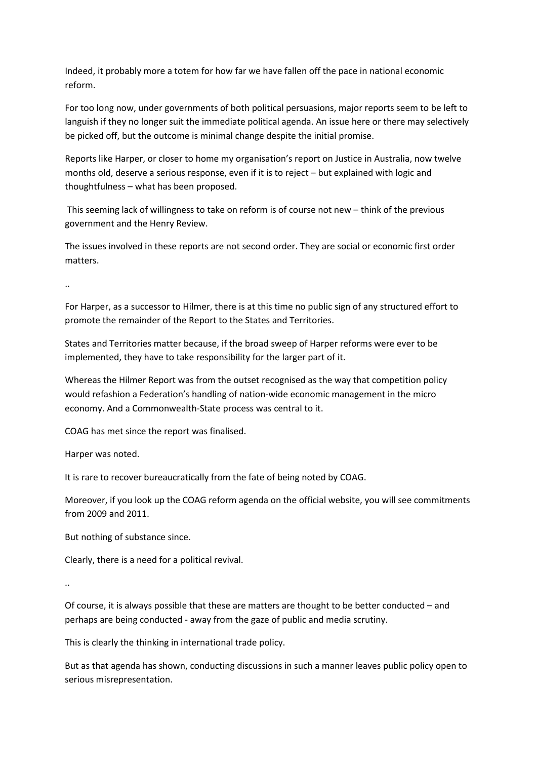Indeed, it probably more a totem for how far we have fallen off the pace in national economic reform.

For too long now, under governments of both political persuasions, major reports seem to be left to languish if they no longer suit the immediate political agenda. An issue here or there may selectively be picked off, but the outcome is minimal change despite the initial promise.

Reports like Harper, or closer to home my organisation's report on Justice in Australia, now twelve months old, deserve a serious response, even if it is to reject – but explained with logic and thoughtfulness – what has been proposed.

This seeming lack of willingness to take on reform is of course not new – think of the previous government and the Henry Review.

The issues involved in these reports are not second order. They are social or economic first order matters.

..

For Harper, as a successor to Hilmer, there is at this time no public sign of any structured effort to promote the remainder of the Report to the States and Territories.

States and Territories matter because, if the broad sweep of Harper reforms were ever to be implemented, they have to take responsibility for the larger part of it.

Whereas the Hilmer Report was from the outset recognised as the way that competition policy would refashion a Federation's handling of nation-wide economic management in the micro economy. And a Commonwealth-State process was central to it.

COAG has met since the report was finalised.

Harper was noted.

It is rare to recover bureaucratically from the fate of being noted by COAG.

Moreover, if you look up the COAG reform agenda on the official website, you will see commitments from 2009 and 2011.

But nothing of substance since.

Clearly, there is a need for a political revival.

..

Of course, it is always possible that these are matters are thought to be better conducted – and perhaps are being conducted - away from the gaze of public and media scrutiny.

This is clearly the thinking in international trade policy.

But as that agenda has shown, conducting discussions in such a manner leaves public policy open to serious misrepresentation.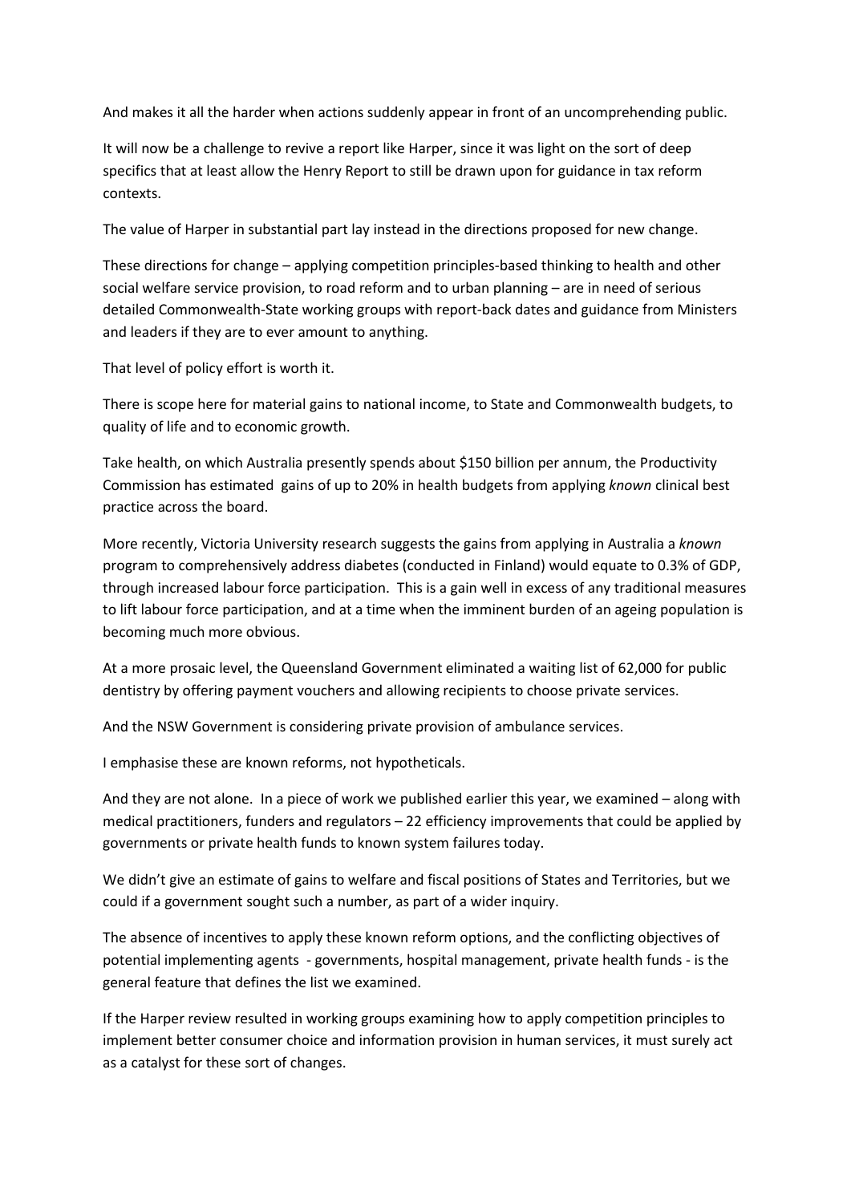And makes it all the harder when actions suddenly appear in front of an uncomprehending public.

It will now be a challenge to revive a report like Harper, since it was light on the sort of deep specifics that at least allow the Henry Report to still be drawn upon for guidance in tax reform contexts.

The value of Harper in substantial part lay instead in the directions proposed for new change.

These directions for change – applying competition principles-based thinking to health and other social welfare service provision, to road reform and to urban planning – are in need of serious detailed Commonwealth-State working groups with report-back dates and guidance from Ministers and leaders if they are to ever amount to anything.

That level of policy effort is worth it.

There is scope here for material gains to national income, to State and Commonwealth budgets, to quality of life and to economic growth.

Take health, on which Australia presently spends about $150 billion per annum, the Productivity Commission has estimated gains of up to 20% in health budgets from applying *known* clinical best practice across the board.

More recently, Victoria University research suggests the gains from applying in Australia a *known* program to comprehensively address diabetes (conducted in Finland) would equate to 0.3% of GDP, through increased labour force participation. This is a gain well in excess of any traditional measures to lift labour force participation, and at a time when the imminent burden of an ageing population is becoming much more obvious.

At a more prosaic level, the Queensland Government eliminated a waiting list of 62,000 for public dentistry by offering payment vouchers and allowing recipients to choose private services.

And the NSW Government is considering private provision of ambulance services.

I emphasise these are known reforms, not hypotheticals.

And they are not alone. In a piece of work we published earlier this year, we examined – along with medical practitioners, funders and regulators – 22 efficiency improvements that could be applied by governments or private health funds to known system failures today.

We didn't give an estimate of gains to welfare and fiscal positions of States and Territories, but we could if a government sought such a number, as part of a wider inquiry.

The absence of incentives to apply these known reform options, and the conflicting objectives of potential implementing agents - governments, hospital management, private health funds - is the general feature that defines the list we examined.

If the Harper review resulted in working groups examining how to apply competition principles to implement better consumer choice and information provision in human services, it must surely act as a catalyst for these sort of changes.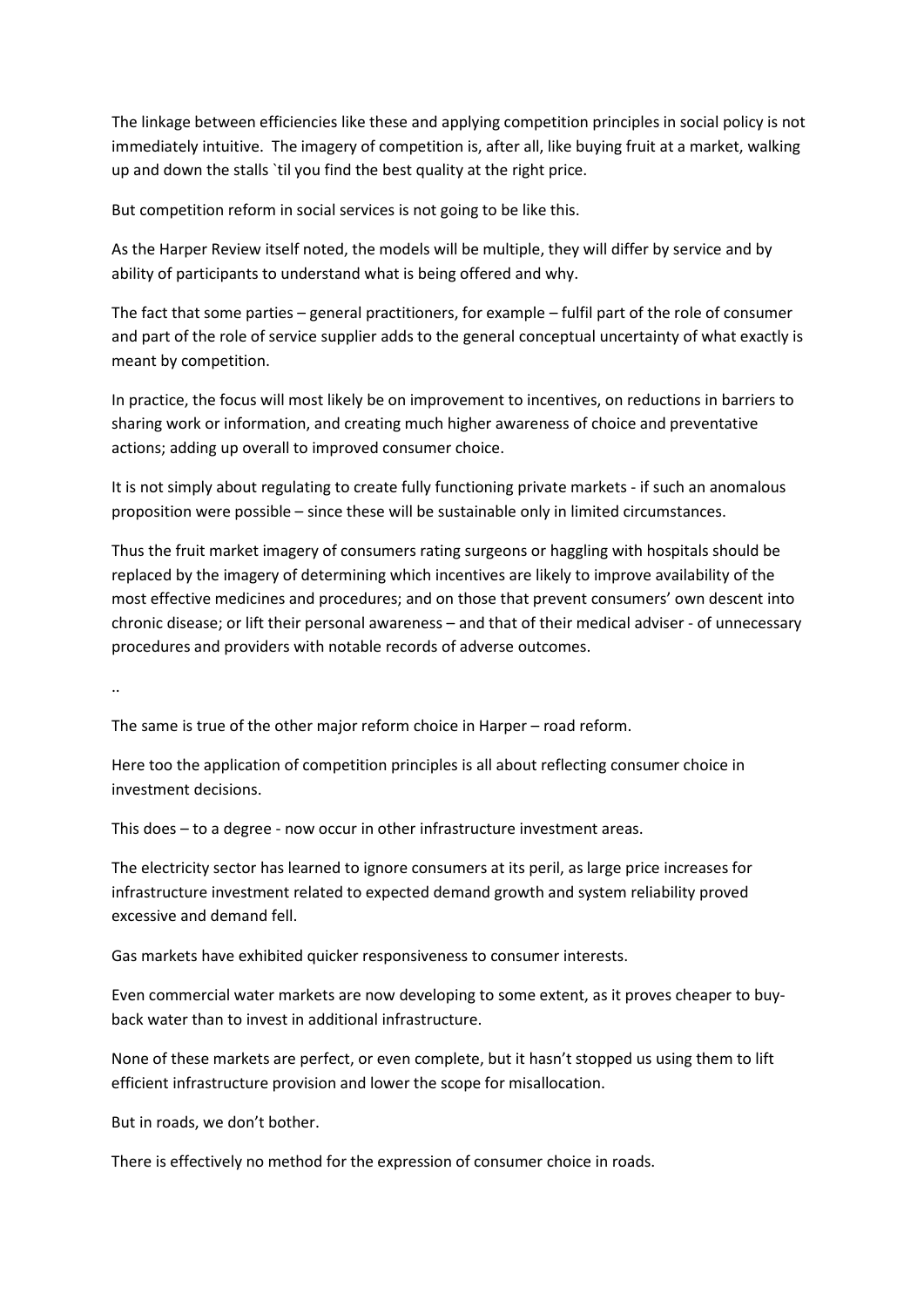The linkage between efficiencies like these and applying competition principles in social policy is not immediately intuitive. The imagery of competition is, after all, like buying fruit at a market, walking up and down the stalls `til you find the best quality at the right price.

But competition reform in social services is not going to be like this.

As the Harper Review itself noted, the models will be multiple, they will differ by service and by ability of participants to understand what is being offered and why.

The fact that some parties – general practitioners, for example – fulfil part of the role of consumer and part of the role of service supplier adds to the general conceptual uncertainty of what exactly is meant by competition.

In practice, the focus will most likely be on improvement to incentives, on reductions in barriers to sharing work or information, and creating much higher awareness of choice and preventative actions; adding up overall to improved consumer choice.

It is not simply about regulating to create fully functioning private markets - if such an anomalous proposition were possible – since these will be sustainable only in limited circumstances.

Thus the fruit market imagery of consumers rating surgeons or haggling with hospitals should be replaced by the imagery of determining which incentives are likely to improve availability of the most effective medicines and procedures; and on those that prevent consumers' own descent into chronic disease; or lift their personal awareness – and that of their medical adviser - of unnecessary procedures and providers with notable records of adverse outcomes.

..

The same is true of the other major reform choice in Harper – road reform.

Here too the application of competition principles is all about reflecting consumer choice in investment decisions.

This does – to a degree - now occur in other infrastructure investment areas.

The electricity sector has learned to ignore consumers at its peril, as large price increases for infrastructure investment related to expected demand growth and system reliability proved excessive and demand fell.

Gas markets have exhibited quicker responsiveness to consumer interests.

Even commercial water markets are now developing to some extent, as it proves cheaper to buy-back water than to invest in additional infrastructure.

None of these markets are perfect, or even complete, but it hasn't stopped us using them to lift efficient infrastructure provision and lower the scope for misallocation.

But in roads, we don't bother.

There is effectively no method for the expression of consumer choice in roads.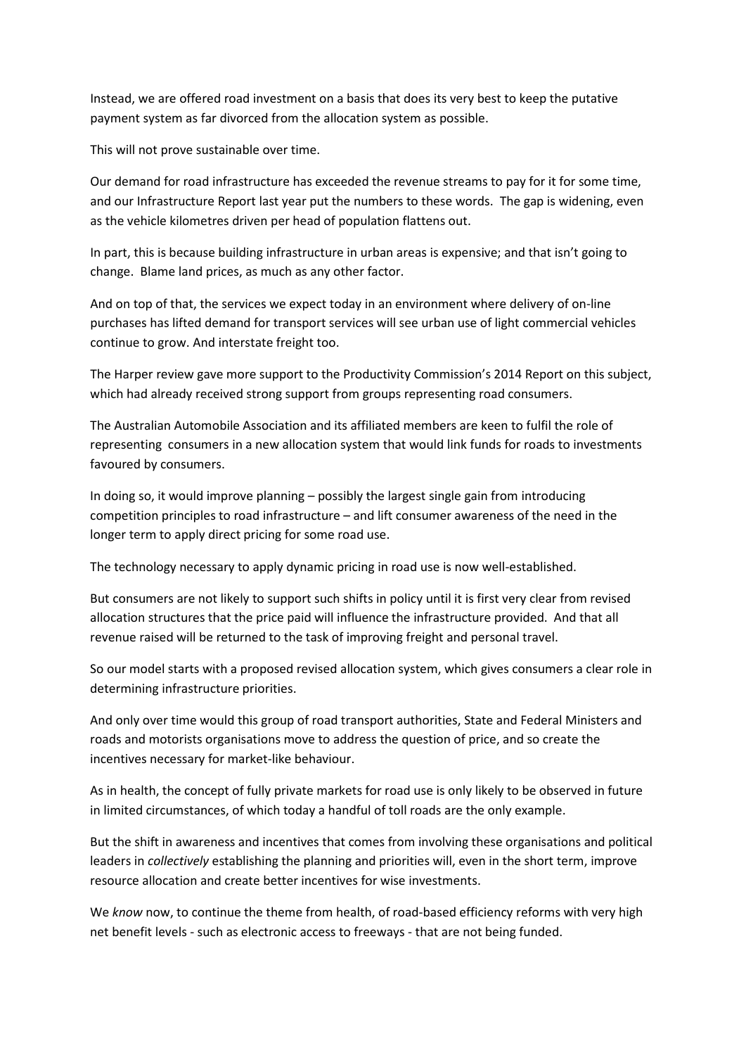Instead, we are offered road investment on a basis that does its very best to keep the putative payment system as far divorced from the allocation system as possible.

This will not prove sustainable over time.

Our demand for road infrastructure has exceeded the revenue streams to pay for it for some time, and our Infrastructure Report last year put the numbers to these words. The gap is widening, even as the vehicle kilometres driven per head of population flattens out.

In part, this is because building infrastructure in urban areas is expensive; and that isn't going to change. Blame land prices, as much as any other factor.

And on top of that, the services we expect today in an environment where delivery of on-line purchases has lifted demand for transport services will see urban use of light commercial vehicles continue to grow. And interstate freight too.

The Harper review gave more support to the Productivity Commission's 2014 Report on this subject, which had already received strong support from groups representing road consumers.

The Australian Automobile Association and its affiliated members are keen to fulfil the role of representing consumers in a new allocation system that would link funds for roads to investments favoured by consumers.

In doing so, it would improve planning – possibly the largest single gain from introducing competition principles to road infrastructure – and lift consumer awareness of the need in the longer term to apply direct pricing for some road use.

The technology necessary to apply dynamic pricing in road use is now well-established.

But consumers are not likely to support such shifts in policy until it is first very clear from revised allocation structures that the price paid will influence the infrastructure provided. And that all revenue raised will be returned to the task of improving freight and personal travel.

So our model starts with a proposed revised allocation system, which gives consumers a clear role in determining infrastructure priorities.

And only over time would this group of road transport authorities, State and Federal Ministers and roads and motorists organisations move to address the question of price, and so create the incentives necessary for market-like behaviour.

As in health, the concept of fully private markets for road use is only likely to be observed in future in limited circumstances, of which today a handful of toll roads are the only example.

But the shift in awareness and incentives that comes from involving these organisations and political leaders in *collectively* establishing the planning and priorities will, even in the short term, improve resource allocation and create better incentives for wise investments.

We *know* now, to continue the theme from health, of road-based efficiency reforms with very high net benefit levels - such as electronic access to freeways - that are not being funded.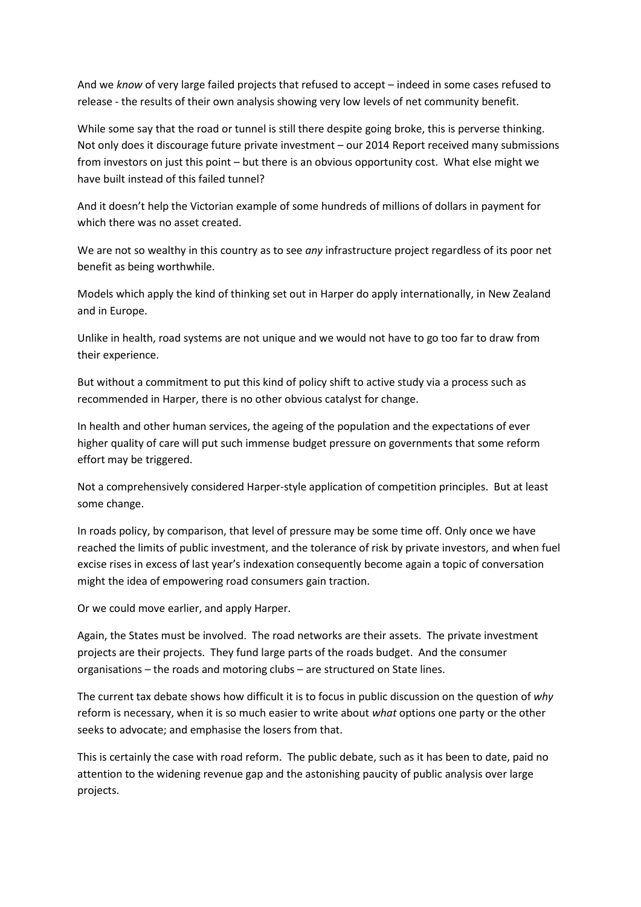And we *know* of very large failed projects that refused to accept – indeed in some cases refused to release - the results of their own analysis showing very low levels of net community benefit.

While some say that the road or tunnel is still there despite going broke, this is perverse thinking. Not only does it discourage future private investment – our 2014 Report received many submissions from investors on just this point – but there is an obvious opportunity cost. What else might we have built instead of this failed tunnel?

And it doesn't help the Victorian example of some hundreds of millions of dollars in payment for which there was no asset created.

We are not so wealthy in this country as to see *any* infrastructure project regardless of its poor net benefit as being worthwhile.

Models which apply the kind of thinking set out in Harper do apply internationally, in New Zealand and in Europe.

Unlike in health, road systems are not unique and we would not have to go too far to draw from their experience.

But without a commitment to put this kind of policy shift to active study via a process such as recommended in Harper, there is no other obvious catalyst for change.

In health and other human services, the ageing of the population and the expectations of ever higher quality of care will put such immense budget pressure on governments that some reform effort may be triggered.

Not a comprehensively considered Harper-style application of competition principles. But at least some change.

In roads policy, by comparison, that level of pressure may be some time off. Only once we have reached the limits of public investment, and the tolerance of risk by private investors, and when fuel excise rises in excess of last year's indexation consequently become again a topic of conversation might the idea of empowering road consumers gain traction.

Or we could move earlier, and apply Harper.

Again, the States must be involved. The road networks are their assets. The private investment projects are their projects. They fund large parts of the roads budget. And the consumer organisations – the roads and motoring clubs – are structured on State lines.

The current tax debate shows how difficult it is to focus in public discussion on the question of *why* reform is necessary, when it is so much easier to write about *what* options one party or the other seeks to advocate; and emphasise the losers from that.

This is certainly the case with road reform. The public debate, such as it has been to date, paid no attention to the widening revenue gap and the astonishing paucity of public analysis over large projects.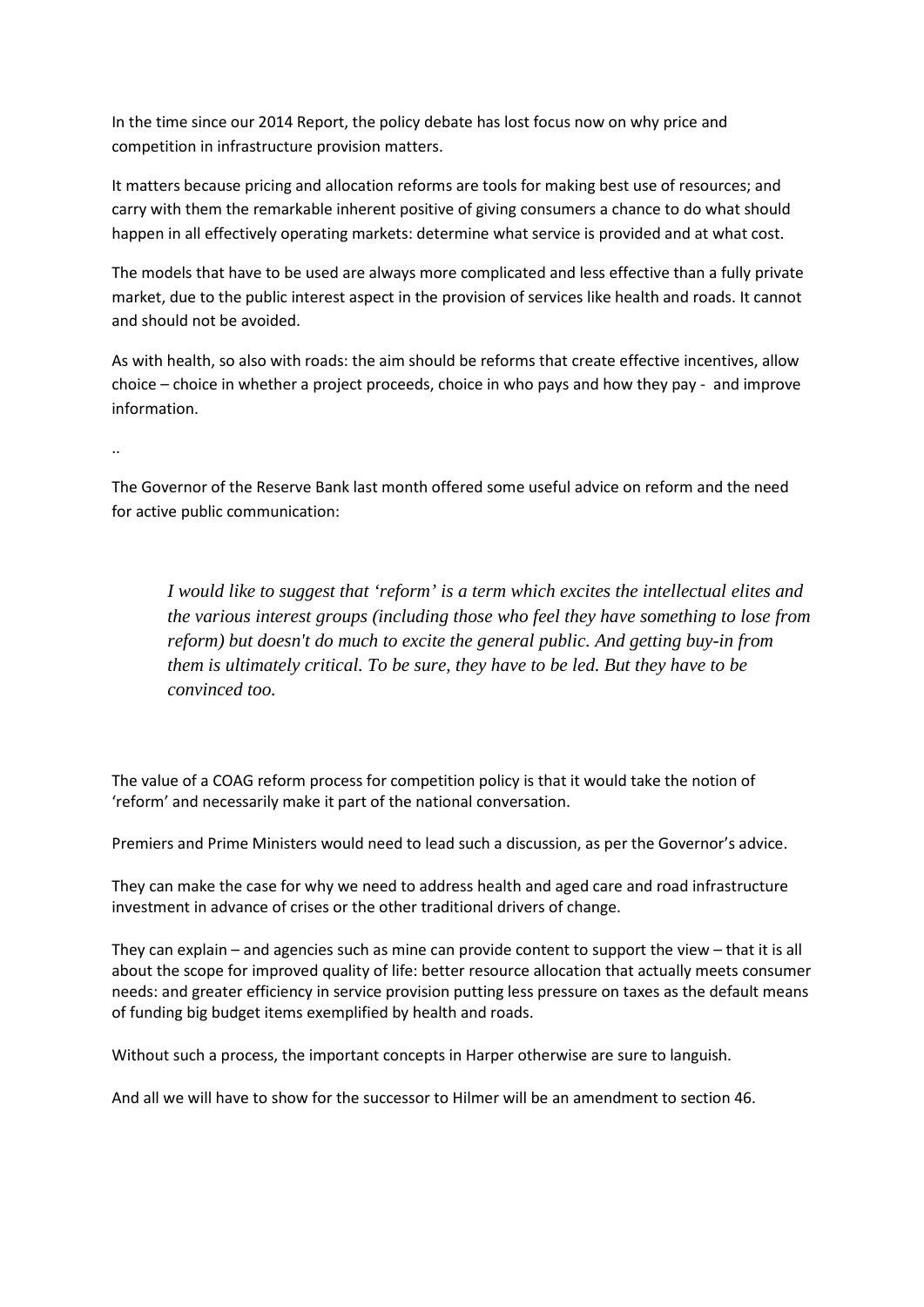In the time since our 2014 Report, the policy debate has lost focus now on why price and competition in infrastructure provision matters.

It matters because pricing and allocation reforms are tools for making best use of resources; and carry with them the remarkable inherent positive of giving consumers a chance to do what should happen in all effectively operating markets: determine what service is provided and at what cost.

The models that have to be used are always more complicated and less effective than a fully private market, due to the public interest aspect in the provision of services like health and roads. It cannot and should not be avoided.

As with health, so also with roads: the aim should be reforms that create effective incentives, allow choice – choice in whether a project proceeds, choice in who pays and how they pay - and improve information.

..

The Governor of the Reserve Bank last month offered some useful advice on reform and the need for active public communication:

> *I would like to suggest that 'reform' is a term which excites the intellectual elites and the various interest groups (including those who feel they have something to lose from reform) but doesn't do much to excite the general public. And getting buy-in from them is ultimately critical. To be sure, they have to be led. But they have to be convinced too.*

The value of a COAG reform process for competition policy is that it would take the notion of 'reform' and necessarily make it part of the national conversation.

Premiers and Prime Ministers would need to lead such a discussion, as per the Governor's advice.

They can make the case for why we need to address health and aged care and road infrastructure investment in advance of crises or the other traditional drivers of change.

They can explain – and agencies such as mine can provide content to support the view – that it is all about the scope for improved quality of life: better resource allocation that actually meets consumer needs: and greater efficiency in service provision putting less pressure on taxes as the default means of funding big budget items exemplified by health and roads.

Without such a process, the important concepts in Harper otherwise are sure to languish.

And all we will have to show for the successor to Hilmer will be an amendment to section 46.